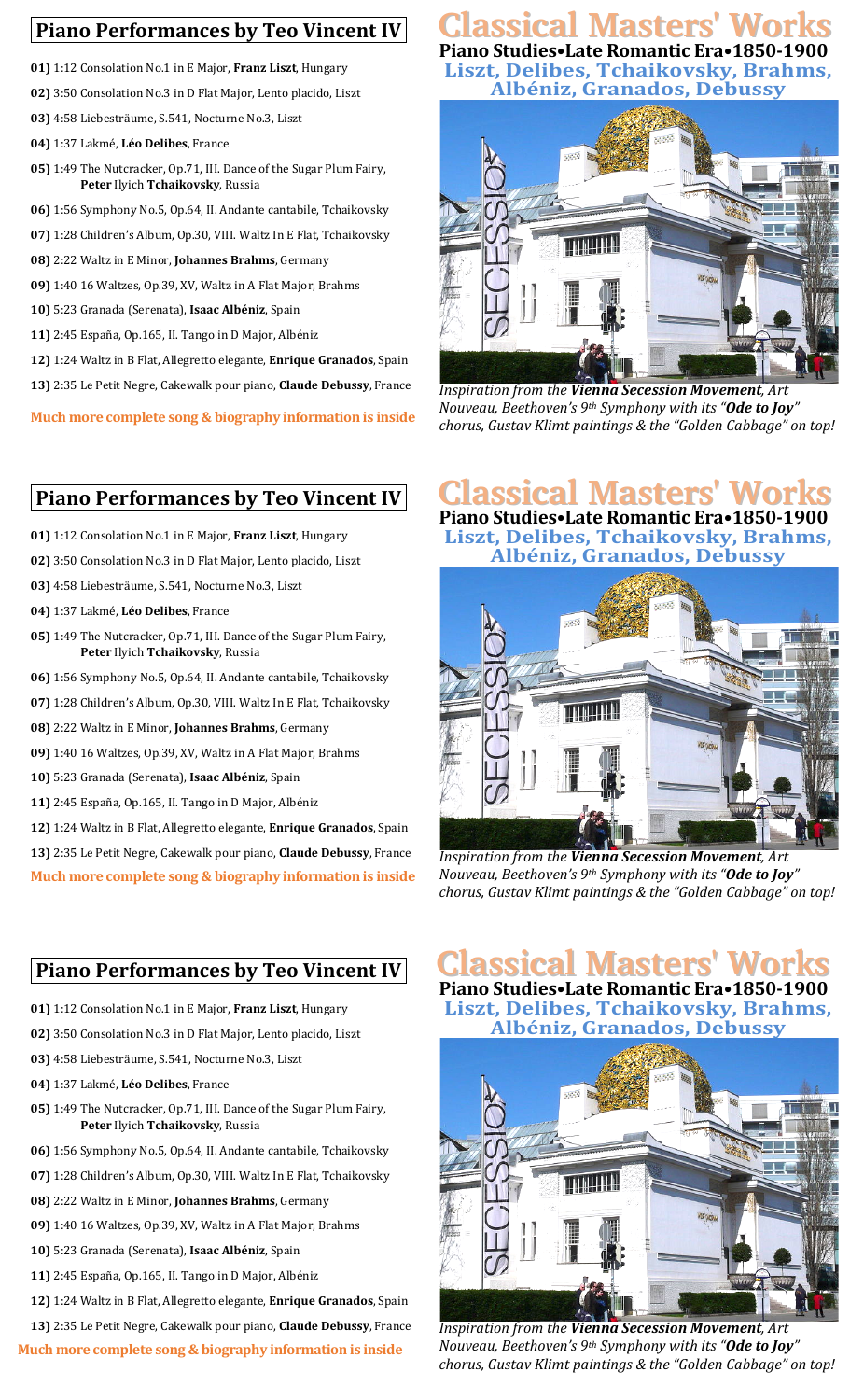## Piano Performances by Teo Vincent IV

**01)** 1:12 Consolation No.1 in E Major, **Franz Liszt**, Hungary

**02)** 3:50 Consolation No.3 in D Flat Major, Lento placido, Liszt

**03)** 4:58 Liebesträume, S.541, Nocturne No.3, Liszt

**04)** 1:37 Lakmé, **Léo Delibes**, France

**05)** 1:49 The Nutcracker, Op.71, III. Dance of the Sugar Plum Fairy, **Peter** Ilyich **Tchaikovsky**, Russia

**06)** 1:56 Symphony No.5, Op.64, II. Andante cantabile, Tchaikovsky

**07)** 1:28 Children's Album, Op.30, VIII. Waltz In E Flat, Tchaikovsky

**08)** 2:22 Waltz in E Minor, **Johannes Brahms**, Germany

**09)** 1:40 16 Waltzes, Op.39, XV, Waltz in A Flat Major, Brahms

**10)** 5:23 Granada (Serenata), **Isaac Albéniz**, Spain

**11)** 2:45 España, Op.165, II. Tango in D Major, Albéniz

**12)** 1:24 Waltz in B Flat, Allegretto elegante, **Enrique Granados**, Spain

**13)** 2:35 Le Petit Negre, Cakewalk pour piano, **Claude Debussy**, France

**Much more complete song & biography information is inside**

# Classical Masters' Works

**Piano Studies•Late Romantic Era•1850-1900**

**Liszt, Delibes, Tchaikovsky, Brahms, Albéniz, Granados, Debussy**

*Inspiration from the **Vienna Secession Movement**, Art Nouveau, Beethoven's 9th Symphony with its "**Ode to Joy**" chorus, Gustav Klimt paintings & the "Golden Cabbage" on top!*

## Piano Performances by Teo Vincent IV

**01)** 1:12 Consolation No.1 in E Major, **Franz Liszt**, Hungary

**02)** 3:50 Consolation No.3 in D Flat Major, Lento placido, Liszt

**03)** 4:58 Liebesträume, S.541, Nocturne No.3, Liszt

**04)** 1:37 Lakmé, **Léo Delibes**, France

**05)** 1:49 The Nutcracker, Op.71, III. Dance of the Sugar Plum Fairy, **Peter** Ilyich **Tchaikovsky**, Russia

**06)** 1:56 Symphony No.5, Op.64, II. Andante cantabile, Tchaikovsky

**07)** 1:28 Children's Album, Op.30, VIII. Waltz In E Flat, Tchaikovsky

**08)** 2:22 Waltz in E Minor, **Johannes Brahms**, Germany

**09)** 1:40 16 Waltzes, Op.39, XV, Waltz in A Flat Major, Brahms

**10)** 5:23 Granada (Serenata), **Isaac Albéniz**, Spain

**11)** 2:45 España, Op.165, II. Tango in D Major, Albéniz

**12)** 1:24 Waltz in B Flat, Allegretto elegante, **Enrique Granados**, Spain

**13)** 2:35 Le Petit Negre, Cakewalk pour piano, **Claude Debussy**, France

**Much more complete song & biography information is inside**

# Classical Masters' Works

**Piano Studies•Late Romantic Era•1850-1900**

**Liszt, Delibes, Tchaikovsky, Brahms, Albéniz, Granados, Debussy**

*Inspiration from the **Vienna Secession Movement**, Art Nouveau, Beethoven's 9th Symphony with its "**Ode to Joy**" chorus, Gustav Klimt paintings & the "Golden Cabbage" on top!*

## Piano Performances by Teo Vincent IV

**01)** 1:12 Consolation No.1 in E Major, **Franz Liszt**, Hungary

**02)** 3:50 Consolation No.3 in D Flat Major, Lento placido, Liszt

**03)** 4:58 Liebesträume, S.541, Nocturne No.3, Liszt

**04)** 1:37 Lakmé, **Léo Delibes**, France

**05)** 1:49 The Nutcracker, Op.71, III. Dance of the Sugar Plum Fairy, **Peter** Ilyich **Tchaikovsky**, Russia

**06)** 1:56 Symphony No.5, Op.64, II. Andante cantabile, Tchaikovsky

**07)** 1:28 Children's Album, Op.30, VIII. Waltz In E Flat, Tchaikovsky

**08)** 2:22 Waltz in E Minor, **Johannes Brahms**, Germany

**09)** 1:40 16 Waltzes, Op.39, XV, Waltz in A Flat Major, Brahms

**10)** 5:23 Granada (Serenata), **Isaac Albéniz**, Spain

**11)** 2:45 España, Op.165, II. Tango in D Major, Albéniz

**12)** 1:24 Waltz in B Flat, Allegretto elegante, **Enrique Granados**, Spain

**13)** 2:35 Le Petit Negre, Cakewalk pour piano, **Claude Debussy**, France

**Much more complete song & biography information is inside**

# Classical Masters' Works

**Piano Studies•Late Romantic Era•1850-1900**

**Liszt, Delibes, Tchaikovsky, Brahms, Albéniz, Granados, Debussy**

*Inspiration from the **Vienna Secession Movement**, Art Nouveau, Beethoven's 9th Symphony with its "**Ode to Joy**" chorus, Gustav Klimt paintings & the "Golden Cabbage" on top!*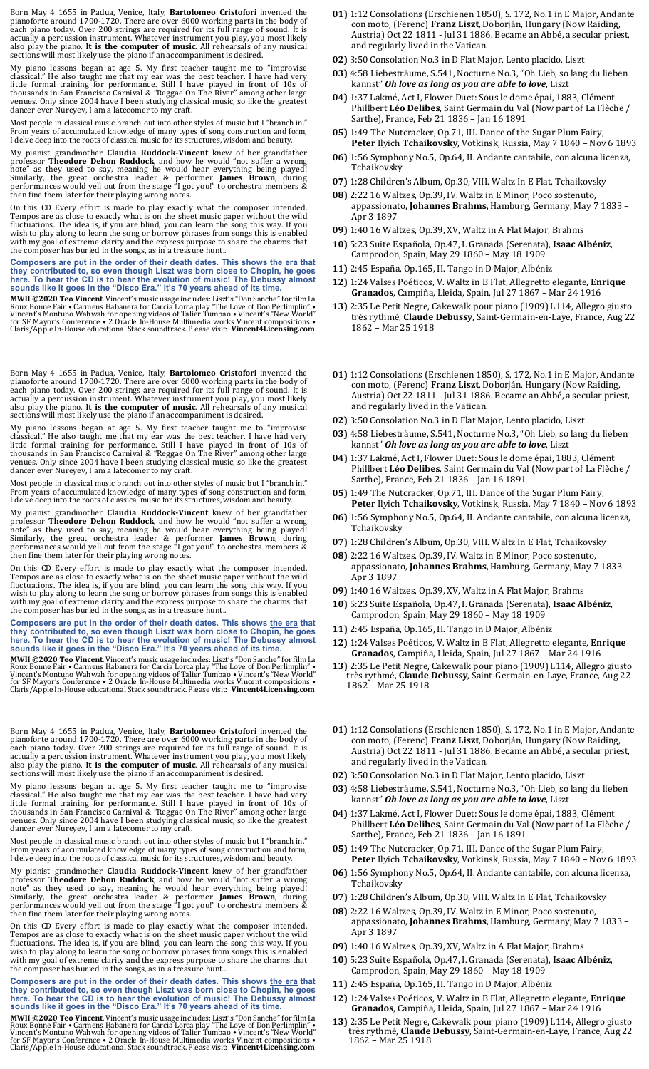Born May 4 1655 in Padua, Venice, Italy, **Bartolomeo Cristofori** invented the pianoforte around 1700-1720. There are over 6000 working parts in the body of each piano today. Over 200 strings are required for its full range of sound. It is actually a percussion instrument. Whatever instrument you play, you most likely also play the piano. **It is the computer of music**. All rehearsals of any musical sections will most likely use the piano if an accompaniment is desired.

My piano lessons began at age 5. My first teacher taught me to "improvise classical." He also taught me that my ear was the best teacher. I have had very little formal training for performance. Still I have played in front of 10s of thousands in San Francisco Carnival & "Reggae On The River" among other large venues. Only since 2004 have I been studying classical music, so like the greatest dancer ever Nureyev, I am a latecomer to my craft.

Most people in classical music branch out into other styles of music but I "branch in." From years of accumulated knowledge of many types of song construction and form, I delve deep into the roots of classical music for its structures, wisdom and beauty.

My pianist grandmother **Claudia Ruddock-Vincent** knew of her grandfather professor **Theodore Dehon Ruddock**, and how he would "not suffer a wrong note" as they used to say, meaning he would hear everything being played! Similarly, the great orchestra leader & performer **James Brown**, during performances would yell out from the stage "I got you!" to orchestra members & then fine them later for their playing wrong notes.

On this CD Every effort is made to play exactly what the composer intended. Tempos are as close to exactly what is on the sheet music paper without the wild fluctuations. The idea is, if you are blind, you can learn the song this way. If you wish to play along to learn the song or borrow phrases from songs this is enabled with my goal of extreme clarity and the express purpose to share the charms that the composer has buried in the songs, as in a treasure hunt..

**Composers are put in the order of their death dates. This shows the era that they contributed to, so even though Liszt was born close to Chopin, he goes here. To hear the CD is to hear the evolution of music! The Debussy almost sounds like it goes in the "Disco Era." It's 70 years ahead of its time.**

**MWII ©2020 Teo Vincent**. Vincent's music usage includes: Liszt's "Don Sanche" for film La Roux Bonne Fair • Carmens Habanera for Carcia Lorca play "The Love of Don Perlimplin" • Vincent's Montuno Wahwah for opening videos of Talier Tumbao • Vincent's "New World" for SF Mayor's Conference • 2 Oracle In-House Multimedia works Vincent compositions • Claris/Apple In-House educational Stack soundtrack. Please visit: **Vincent4Licensing.com**

**01)** 1:12 Consolations (Erschienen 1850), S. 172, No.1 in E Major, Andante con moto, (Ferenc) **Franz Liszt**, Doborján, Hungary (Now Raiding, Austria) Oct 22 1811 - Jul 31 1886. Became an Abbé, a secular priest, and regularly lived in the Vatican.

**02)** 3:50 Consolation No.3 in D Flat Major, Lento placido, Liszt

**03)** 4:58 Liebesträume, S.541, Nocturne No.3, "Oh Lieb, so lang du lieben kannst" ***Oh love as long as you are able to love***, Liszt

**04)** 1:37 Lakmé, Act I, Flower Duet: Sous le dome épai, 1883, Clément Phillbert **Léo Delibes**, Saint Germain du Val (Now part of La Flèche / Sarthe), France, Feb 21 1836 – Jan 16 1891

**05)** 1:49 The Nutcracker, Op.71, III. Dance of the Sugar Plum Fairy, **Peter** Ilyich **Tchaikovsky**, Votkinsk, Russia, May 7 1840 – Nov 6 1893

**06)** 1:56 Symphony No.5, Op.64, II. Andante cantabile, con alcuna licenza, Tchaikovsky

**07)** 1:28 Children's Album, Op.30, VIII. Waltz In E Flat, Tchaikovsky

**08)** 2:22 16 Waltzes, Op.39, IV. Waltz in E Minor, Poco sostenuto, appassionato, **Johannes Brahms**, Hamburg, Germany, May 7 1833 – Apr 3 1897

**09)** 1:40 16 Waltzes, Op.39, XV, Waltz in A Flat Major, Brahms

**10)** 5:23 Suite Española, Op.47, I. Granada (Serenata), **Isaac Albéniz**, Camprodon, Spain, May 29 1860 – May 18 1909

**11)** 2:45 España, Op.165, II. Tango in D Major, Albéniz

**12)** 1:24 Valses Poéticos, V. Waltz in B Flat, Allegretto elegante, **Enrique Granados**, Campiña, Lleida, Spain, Jul 27 1867 – Mar 24 1916

**13)** 2:35 Le Petit Negre, Cakewalk pour piano (1909) L114, Allegro giusto très rythmé, **Claude Debussy**, Saint-Germain-en-Laye, France, Aug 22 1862 – Mar 25 1918

Born May 4 1655 in Padua, Venice, Italy, **Bartolomeo Cristofori** invented the pianoforte around 1700-1720. There are over 6000 working parts in the body of each piano today. Over 200 strings are required for its full range of sound. It is actually a percussion instrument. Whatever instrument you play, you most likely also play the piano. **It is the computer of music**. All rehearsals of any musical sections will most likely use the piano if an accompaniment is desired.

My piano lessons began at age 5. My first teacher taught me to "improvise classical." He also taught me that my ear was the best teacher. I have had very little formal training for performance. Still I have played in front of 10s of thousands in San Francisco Carnival & "Reggae On The River" among other large venues. Only since 2004 have I been studying classical music, so like the greatest dancer ever Nureyev, I am a latecomer to my craft.

Most people in classical music branch out into other styles of music but I "branch in." From years of accumulated knowledge of many types of song construction and form, I delve deep into the roots of classical music for its structures, wisdom and beauty.

My pianist grandmother **Claudia Ruddock-Vincent** knew of her grandfather professor **Theodore Dehon Ruddock**, and how he would "not suffer a wrong note" as they used to say, meaning he would hear everything being played! Similarly, the great orchestra leader & performer **James Brown**, during performances would yell out from the stage "I got you!" to orchestra members & then fine them later for their playing wrong notes.

On this CD Every effort is made to play exactly what the composer intended. Tempos are as close to exactly what is on the sheet music paper without the wild fluctuations. The idea is, if you are blind, you can learn the song this way. If you wish to play along to learn the song or borrow phrases from songs this is enabled with my goal of extreme clarity and the express purpose to share the charms that the composer has buried in the songs, as in a treasure hunt..

**Composers are put in the order of their death dates. This shows the era that they contributed to, so even though Liszt was born close to Chopin, he goes here. To hear the CD is to hear the evolution of music! The Debussy almost sounds like it goes in the "Disco Era." It's 70 years ahead of its time.**

**MWII ©2020 Teo Vincent**. Vincent's music usage includes: Liszt's "Don Sanche" for film La Roux Bonne Fair • Carmens Habanera for Carcia Lorca play "The Love of Don Perlimplin" • Vincent's Montuno Wahwah for opening videos of Talier Tumbao • Vincent's "New World" for SF Mayor's Conference • 2 Oracle In-House Multimedia works Vincent compositions • Claris/Apple In-House educational Stack soundtrack. Please visit: **Vincent4Licensing.com**

**01)** 1:12 Consolations (Erschienen 1850), S. 172, No.1 in E Major, Andante con moto, (Ferenc) **Franz Liszt**, Doborján, Hungary (Now Raiding, Austria) Oct 22 1811 - Jul 31 1886. Became an Abbé, a secular priest, and regularly lived in the Vatican.

**02)** 3:50 Consolation No.3 in D Flat Major, Lento placido, Liszt

**03)** 4:58 Liebesträume, S.541, Nocturne No.3, "Oh Lieb, so lang du lieben kannst" ***Oh love as long as you are able to love***, Liszt

**04)** 1:37 Lakmé, Act I, Flower Duet: Sous le dome épai, 1883, Clément Phillbert **Léo Delibes**, Saint Germain du Val (Now part of La Flèche / Sarthe), France, Feb 21 1836 – Jan 16 1891

**05)** 1:49 The Nutcracker, Op.71, III. Dance of the Sugar Plum Fairy, **Peter** Ilyich **Tchaikovsky**, Votkinsk, Russia, May 7 1840 – Nov 6 1893

**06)** 1:56 Symphony No.5, Op.64, II. Andante cantabile, con alcuna licenza, Tchaikovsky

**07)** 1:28 Children's Album, Op.30, VIII. Waltz In E Flat, Tchaikovsky

**08)** 2:22 16 Waltzes, Op.39, IV. Waltz in E Minor, Poco sostenuto, appassionato, **Johannes Brahms**, Hamburg, Germany, May 7 1833 – Apr 3 1897

**09)** 1:40 16 Waltzes, Op.39, XV, Waltz in A Flat Major, Brahms

**10)** 5:23 Suite Española, Op.47, I. Granada (Serenata), **Isaac Albéniz**, Camprodon, Spain, May 29 1860 – May 18 1909

**11)** 2:45 España, Op.165, II. Tango in D Major, Albéniz

**12)** 1:24 Valses Poéticos, V. Waltz in B Flat, Allegretto elegante, **Enrique Granados**, Campiña, Lleida, Spain, Jul 27 1867 – Mar 24 1916

**13)** 2:35 Le Petit Negre, Cakewalk pour piano (1909) L114, Allegro giusto très rythmé, **Claude Debussy**, Saint-Germain-en-Laye, France, Aug 22 1862 – Mar 25 1918

Born May 4 1655 in Padua, Venice, Italy, **Bartolomeo Cristofori** invented the pianoforte around 1700-1720. There are over 6000 working parts in the body of each piano today. Over 200 strings are required for its full range of sound. It is actually a percussion instrument. Whatever instrument you play, you most likely also play the piano. **It is the computer of music**. All rehearsals of any musical sections will most likely use the piano if an accompaniment is desired.

My piano lessons began at age 5. My first teacher taught me to "improvise classical." He also taught me that my ear was the best teacher. I have had very little formal training for performance. Still I have played in front of 10s of thousands in San Francisco Carnival & "Reggae On The River" among other large venues. Only since 2004 have I been studying classical music, so like the greatest dancer ever Nureyev, I am a latecomer to my craft.

Most people in classical music branch out into other styles of music but I "branch in." From years of accumulated knowledge of many types of song construction and form, I delve deep into the roots of classical music for its structures, wisdom and beauty.

My pianist grandmother **Claudia Ruddock-Vincent** knew of her grandfather professor **Theodore Dehon Ruddock**, and how he would "not suffer a wrong note" as they used to say, meaning he would hear everything being played! Similarly, the great orchestra leader & performer **James Brown**, during performances would yell out from the stage "I got you!" to orchestra members & then fine them later for their playing wrong notes.

On this CD Every effort is made to play exactly what the composer intended. Tempos are as close to exactly what is on the sheet music paper without the wild fluctuations. The idea is, if you are blind, you can learn the song this way. If you wish to play along to learn the song or borrow phrases from songs this is enabled with my goal of extreme clarity and the express purpose to share the charms that the composer has buried in the songs, as in a treasure hunt..

**Composers are put in the order of their death dates. This shows the era that they contributed to, so even though Liszt was born close to Chopin, he goes here. To hear the CD is to hear the evolution of music! The Debussy almost sounds like it goes in the "Disco Era." It's 70 years ahead of its time.**

**MWII ©2020 Teo Vincent**. Vincent's music usage includes: Liszt's "Don Sanche" for film La Roux Bonne Fair • Carmens Habanera for Carcia Lorca play "The Love of Don Perlimplin" • Vincent's Montuno Wahwah for opening videos of Talier Tumbao • Vincent's "New World" for SF Mayor's Conference • 2 Oracle In-House Multimedia works Vincent compositions • Claris/Apple In-House educational Stack soundtrack. Please visit: **Vincent4Licensing.com**

**01)** 1:12 Consolations (Erschienen 1850), S. 172, No.1 in E Major, Andante con moto, (Ferenc) **Franz Liszt**, Doborján, Hungary (Now Raiding, Austria) Oct 22 1811 - Jul 31 1886. Became an Abbé, a secular priest, and regularly lived in the Vatican.

**02)** 3:50 Consolation No.3 in D Flat Major, Lento placido, Liszt

**03)** 4:58 Liebesträume, S.541, Nocturne No.3, "Oh Lieb, so lang du lieben kannst" ***Oh love as long as you are able to love***, Liszt

**04)** 1:37 Lakmé, Act I, Flower Duet: Sous le dome épai, 1883, Clément Phillbert **Léo Delibes**, Saint Germain du Val (Now part of La Flèche / Sarthe), France, Feb 21 1836 – Jan 16 1891

**05)** 1:49 The Nutcracker, Op.71, III. Dance of the Sugar Plum Fairy, **Peter** Ilyich **Tchaikovsky**, Votkinsk, Russia, May 7 1840 – Nov 6 1893

**06)** 1:56 Symphony No.5, Op.64, II. Andante cantabile, con alcuna licenza, Tchaikovsky

**07)** 1:28 Children's Album, Op.30, VIII. Waltz In E Flat, Tchaikovsky

**08)** 2:22 16 Waltzes, Op.39, IV. Waltz in E Minor, Poco sostenuto, appassionato, **Johannes Brahms**, Hamburg, Germany, May 7 1833 – Apr 3 1897

**09)** 1:40 16 Waltzes, Op.39, XV, Waltz in A Flat Major, Brahms

**10)** 5:23 Suite Española, Op.47, I. Granada (Serenata), **Isaac Albéniz**, Camprodon, Spain, May 29 1860 – May 18 1909

**11)** 2:45 España, Op.165, II. Tango in D Major, Albéniz

**12)** 1:24 Valses Poéticos, V. Waltz in B Flat, Allegretto elegante, **Enrique Granados**, Campiña, Lleida, Spain, Jul 27 1867 – Mar 24 1916

**13)** 2:35 Le Petit Negre, Cakewalk pour piano (1909) L114, Allegro giusto très rythmé, **Claude Debussy**, Saint-Germain-en-Laye, France, Aug 22 1862 – Mar 25 1918